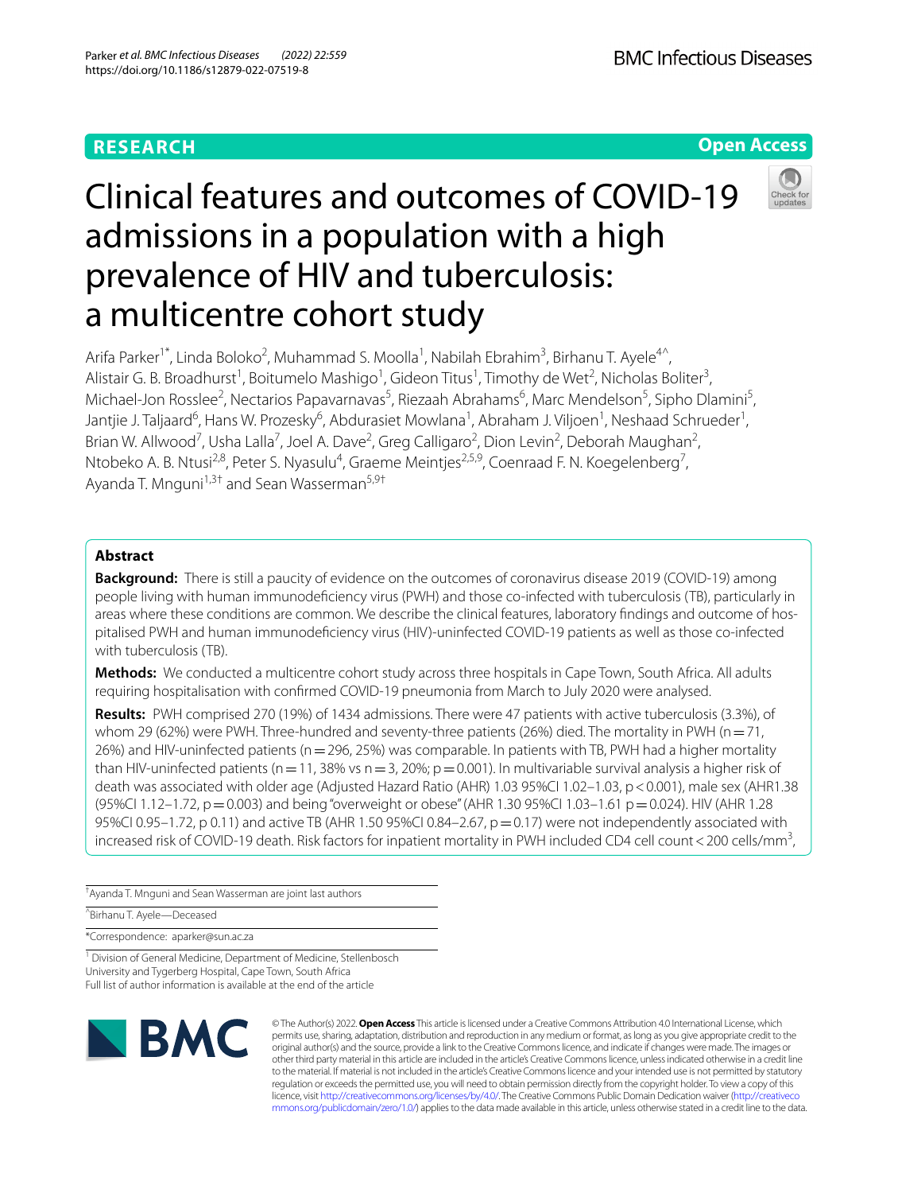RESEARCH

Open Access

# Clinical features and outcomes of COVID-19 admissions in a population with a high prevalence of HIV and tuberculosis: a multicentre cohort study

Arifa Parker[1*], Linda Boloko[2], Muhammad S. Moolla[1], Nabilah Ebrahim[3], Birhanu T. Ayele[4^], Alistair G. B. Broadhurst[1], Boitumelo Mashigo[1], Gideon Titus[1], Timothy de Wet[2], Nicholas Boliter[3], Michael-Jon Rosslee[2], Nectarios Papavarnavas[5], Riezaah Abrahams[6], Marc Mendelson[5], Sipho Dlamini[5], Jantjie J. Taljaard[6], Hans W. Prozesky[6], Abdurasiet Mowlana[1], Abraham J. Viljoen[1], Neshaad Schrueder[1], Brian W. Allwood[7], Usha Lalla[7], Joel A. Dave[2], Greg Calligaro[2], Dion Levin[2], Deborah Maughan[2], Ntobeko A. B. Ntusi[2,8], Peter S. Nyasulu[4], Graeme Meintjes[2,5,9], Coenraad F. N. Koegelenberg[7], Ayanda T. Mnguni[1,3†] and Sean Wasserman[5,9†]

## Abstract

**Background:** There is still a paucity of evidence on the outcomes of coronavirus disease 2019 (COVID-19) among people living with human immunodeficiency virus (PWH) and those co-infected with tuberculosis (TB), particularly in areas where these conditions are common. We describe the clinical features, laboratory findings and outcome of hospitalised PWH and human immunodeficiency virus (HIV)-uninfected COVID-19 patients as well as those co-infected with tuberculosis (TB).

**Methods:** We conducted a multicentre cohort study across three hospitals in Cape Town, South Africa. All adults requiring hospitalisation with confirmed COVID-19 pneumonia from March to July 2020 were analysed.

**Results:** PWH comprised 270 (19%) of 1434 admissions. There were 47 patients with active tuberculosis (3.3%), of whom 29 (62%) were PWH. Three-hundred and seventy-three patients (26%) died. The mortality in PWH (n = 71, 26%) and HIV-uninfected patients (n = 296, 25%) was comparable. In patients with TB, PWH had a higher mortality than HIV-uninfected patients (n = 11, 38% vs n = 3, 20%; p = 0.001). In multivariable survival analysis a higher risk of death was associated with older age (Adjusted Hazard Ratio (AHR) 1.03 95%CI 1.02–1.03, p < 0.001), male sex (AHR1.38 (95%CI 1.12–1.72, p = 0.003) and being "overweight or obese" (AHR 1.30 95%CI 1.03–1.61 p = 0.024). HIV (AHR 1.28 95%CI 0.95–1.72, p 0.11) and active TB (AHR 1.50 95%CI 0.84–2.67, p = 0.17) were not independently associated with increased risk of COVID-19 death. Risk factors for inpatient mortality in PWH included CD4 cell count < 200 cells/mm$^3$,

†Ayanda T. Mnguni and Sean Wasserman are joint last authors

^Birhanu T. Ayele—Deceased

*Correspondence: aparker@sun.ac.za

[1] Division of General Medicine, Department of Medicine, Stellenbosch University and Tygerberg Hospital, Cape Town, South Africa
Full list of author information is available at the end of the article

© The Author(s) 2022. **Open Access** This article is licensed under a Creative Commons Attribution 4.0 International License, which permits use, sharing, adaptation, distribution and reproduction in any medium or format, as long as you give appropriate credit to the original author(s) and the source, provide a link to the Creative Commons licence, and indicate if changes were made. The images or other third party material in this article are included in the article's Creative Commons licence, unless indicated otherwise in a credit line to the material. If material is not included in the article's Creative Commons licence and your intended use is not permitted by statutory regulation or exceeds the permitted use, you will need to obtain permission directly from the copyright holder. To view a copy of this licence, visit http://creativecommons.org/licenses/by/4.0/. The Creative Commons Public Domain Dedication waiver (http://creativecommons.org/publicdomain/zero/1.0/) applies to the data made available in this article, unless otherwise stated in a credit line to the data.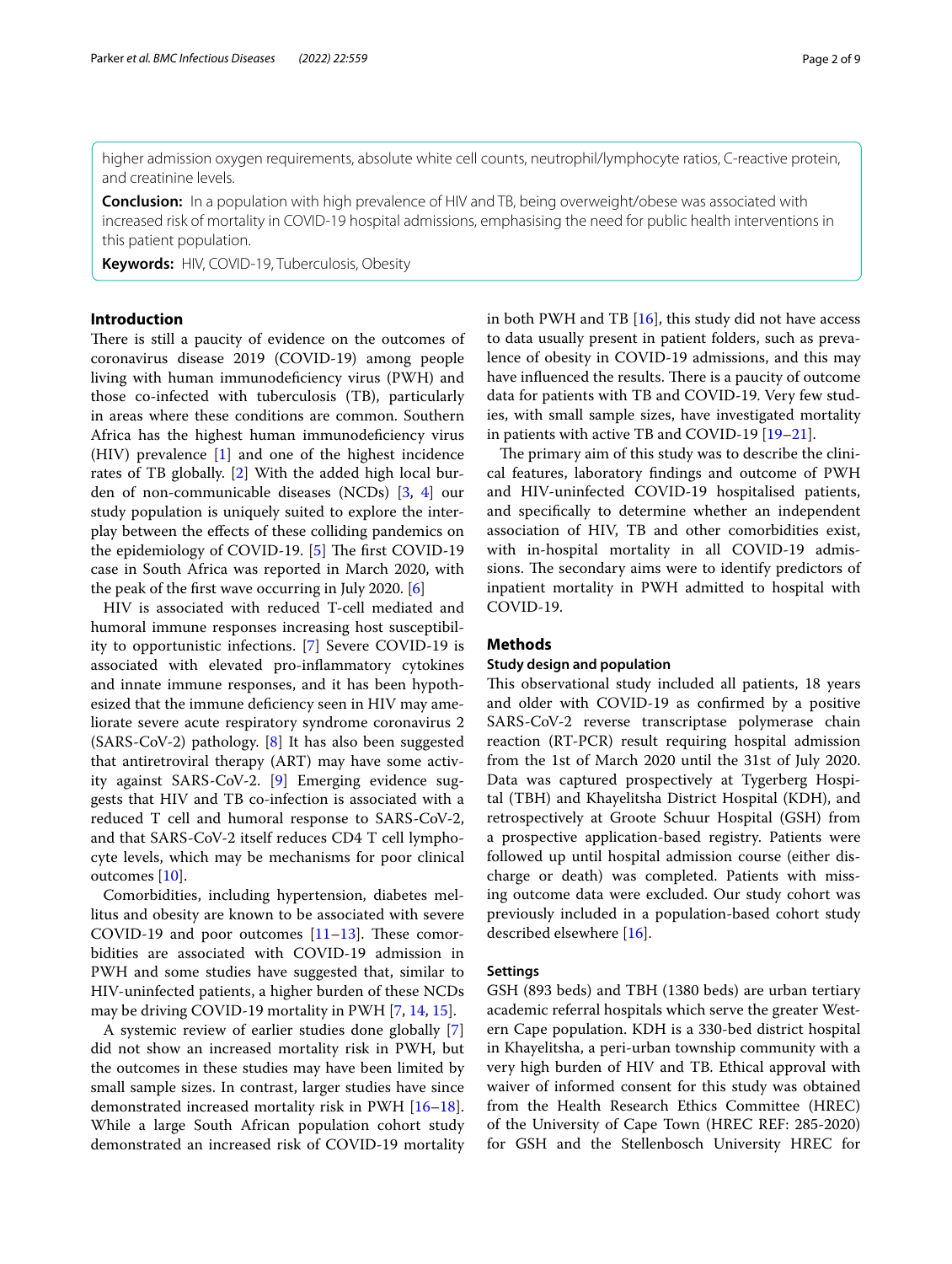higher admission oxygen requirements, absolute white cell counts, neutrophil/lymphocyte ratios, C-reactive protein, and creatinine levels.

**Conclusion:** In a population with high prevalence of HIV and TB, being overweight/obese was associated with increased risk of mortality in COVID-19 hospital admissions, emphasising the need for public health interventions in this patient population.

**Keywords:** HIV, COVID-19, Tuberculosis, Obesity

## Introduction

There is still a paucity of evidence on the outcomes of coronavirus disease 2019 (COVID-19) among people living with human immunodeficiency virus (PWH) and those co-infected with tuberculosis (TB), particularly in areas where these conditions are common. Southern Africa has the highest human immunodeficiency virus (HIV) prevalence [1] and one of the highest incidence rates of TB globally. [2] With the added high local burden of non-communicable diseases (NCDs) [3, 4] our study population is uniquely suited to explore the interplay between the effects of these colliding pandemics on the epidemiology of COVID-19. [5] The first COVID-19 case in South Africa was reported in March 2020, with the peak of the first wave occurring in July 2020. [6]

HIV is associated with reduced T-cell mediated and humoral immune responses increasing host susceptibility to opportunistic infections. [7] Severe COVID-19 is associated with elevated pro-inflammatory cytokines and innate immune responses, and it has been hypothesized that the immune deficiency seen in HIV may ameliorate severe acute respiratory syndrome coronavirus 2 (SARS-CoV-2) pathology. [8] It has also been suggested that antiretroviral therapy (ART) may have some activity against SARS-CoV-2. [9] Emerging evidence suggests that HIV and TB co-infection is associated with a reduced T cell and humoral response to SARS-CoV-2, and that SARS-CoV-2 itself reduces CD4 T cell lymphocyte levels, which may be mechanisms for poor clinical outcomes [10].

Comorbidities, including hypertension, diabetes mellitus and obesity are known to be associated with severe COVID-19 and poor outcomes [11–13]. These comorbidities are associated with COVID-19 admission in PWH and some studies have suggested that, similar to HIV-uninfected patients, a higher burden of these NCDs may be driving COVID-19 mortality in PWH [7, 14, 15].

A systemic review of earlier studies done globally [7] did not show an increased mortality risk in PWH, but the outcomes in these studies may have been limited by small sample sizes. In contrast, larger studies have since demonstrated increased mortality risk in PWH [16–18]. While a large South African population cohort study demonstrated an increased risk of COVID-19 mortality in both PWH and TB [16], this study did not have access to data usually present in patient folders, such as prevalence of obesity in COVID-19 admissions, and this may have influenced the results. There is a paucity of outcome data for patients with TB and COVID-19. Very few studies, with small sample sizes, have investigated mortality in patients with active TB and COVID-19 [19–21].

The primary aim of this study was to describe the clinical features, laboratory findings and outcome of PWH and HIV-uninfected COVID-19 hospitalised patients, and specifically to determine whether an independent association of HIV, TB and other comorbidities exist, with in-hospital mortality in all COVID-19 admissions. The secondary aims were to identify predictors of inpatient mortality in PWH admitted to hospital with COVID-19.

## Methods

### Study design and population

This observational study included all patients, 18 years and older with COVID-19 as confirmed by a positive SARS-CoV-2 reverse transcriptase polymerase chain reaction (RT-PCR) result requiring hospital admission from the 1st of March 2020 until the 31st of July 2020. Data was captured prospectively at Tygerberg Hospital (TBH) and Khayelitsha District Hospital (KDH), and retrospectively at Groote Schuur Hospital (GSH) from a prospective application-based registry. Patients were followed up until hospital admission course (either discharge or death) was completed. Patients with missing outcome data were excluded. Our study cohort was previously included in a population-based cohort study described elsewhere [16].

### Settings

GSH (893 beds) and TBH (1380 beds) are urban tertiary academic referral hospitals which serve the greater Western Cape population. KDH is a 330-bed district hospital in Khayelitsha, a peri-urban township community with a very high burden of HIV and TB. Ethical approval with waiver of informed consent for this study was obtained from the Health Research Ethics Committee (HREC) of the University of Cape Town (HREC REF: 285-2020) for GSH and the Stellenbosch University HREC for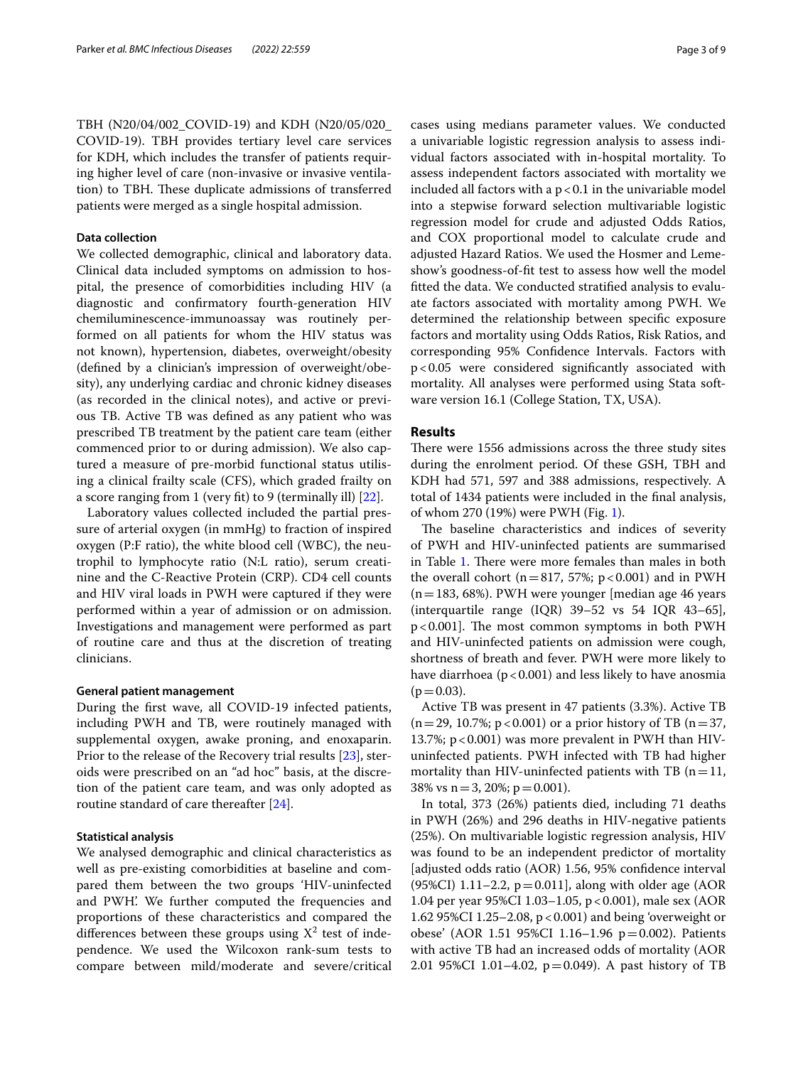TBH (N20/04/002_COVID-19) and KDH (N20/05/020_ COVID-19). TBH provides tertiary level care services for KDH, which includes the transfer of patients requiring higher level of care (non-invasive or invasive ventilation) to TBH. These duplicate admissions of transferred patients were merged as a single hospital admission.

### Data collection

We collected demographic, clinical and laboratory data. Clinical data included symptoms on admission to hospital, the presence of comorbidities including HIV (a diagnostic and confirmatory fourth-generation HIV chemiluminescence-immunoassay was routinely performed on all patients for whom the HIV status was not known), hypertension, diabetes, overweight/obesity (defined by a clinician's impression of overweight/obesity), any underlying cardiac and chronic kidney diseases (as recorded in the clinical notes), and active or previous TB. Active TB was defined as any patient who was prescribed TB treatment by the patient care team (either commenced prior to or during admission). We also captured a measure of pre-morbid functional status utilising a clinical frailty scale (CFS), which graded frailty on a score ranging from 1 (very fit) to 9 (terminally ill) [22].

Laboratory values collected included the partial pressure of arterial oxygen (in mmHg) to fraction of inspired oxygen (P:F ratio), the white blood cell (WBC), the neutrophil to lymphocyte ratio (N:L ratio), serum creatinine and the C-Reactive Protein (CRP). CD4 cell counts and HIV viral loads in PWH were captured if they were performed within a year of admission or on admission. Investigations and management were performed as part of routine care and thus at the discretion of treating clinicians.

### General patient management

During the first wave, all COVID-19 infected patients, including PWH and TB, were routinely managed with supplemental oxygen, awake proning, and enoxaparin. Prior to the release of the Recovery trial results [23], steroids were prescribed on an "ad hoc" basis, at the discretion of the patient care team, and was only adopted as routine standard of care thereafter [24].

### Statistical analysis

We analysed demographic and clinical characteristics as well as pre-existing comorbidities at baseline and compared them between the two groups 'HIV-uninfected and PWH'. We further computed the frequencies and proportions of these characteristics and compared the differences between these groups using $X^2$ test of independence. We used the Wilcoxon rank-sum tests to compare between mild/moderate and severe/critical cases using medians parameter values. We conducted a univariable logistic regression analysis to assess individual factors associated with in-hospital mortality. To assess independent factors associated with mortality we included all factors with a $p<0.1$ in the univariable model into a stepwise forward selection multivariable logistic regression model for crude and adjusted Odds Ratios, and COX proportional model to calculate crude and adjusted Hazard Ratios. We used the Hosmer and Lemeshow's goodness-of-fit test to assess how well the model fitted the data. We conducted stratified analysis to evaluate factors associated with mortality among PWH. We determined the relationship between specific exposure factors and mortality using Odds Ratios, Risk Ratios, and corresponding 95% Confidence Intervals. Factors with $p<0.05$ were considered significantly associated with mortality. All analyses were performed using Stata software version 16.1 (College Station, TX, USA).

## Results

There were 1556 admissions across the three study sites during the enrolment period. Of these GSH, TBH and KDH had 571, 597 and 388 admissions, respectively. A total of 1434 patients were included in the final analysis, of whom 270 (19%) were PWH (Fig. 1).

The baseline characteristics and indices of severity of PWH and HIV-uninfected patients are summarised in Table 1. There were more females than males in both the overall cohort ($n=817$, 57%; $p<0.001$) and in PWH ($n=183$, 68%). PWH were younger [median age 46 years (interquartile range (IQR) 39–52 vs 54 IQR 43–65], $p<0.001$]. The most common symptoms in both PWH and HIV-uninfected patients on admission were cough, shortness of breath and fever. PWH were more likely to have diarrhoea ($p<0.001$) and less likely to have anosmia ($p=0.03$).

Active TB was present in 47 patients (3.3%). Active TB ($n=29$, 10.7%; $p<0.001$) or a prior history of TB ($n=37$, 13.7%; $p<0.001$) was more prevalent in PWH than HIV-uninfected patients. PWH infected with TB had higher mortality than HIV-uninfected patients with TB ($n=11$, 38% vs $n=3$, 20%; $p=0.001$).

In total, 373 (26%) patients died, including 71 deaths in PWH (26%) and 296 deaths in HIV-negative patients (25%). On multivariable logistic regression analysis, HIV was found to be an independent predictor of mortality [adjusted odds ratio (AOR) 1.56, 95% confidence interval (95%CI) 1.11–2.2, $p=0.011$], along with older age (AOR 1.04 per year 95%CI 1.03–1.05, $p<0.001$), male sex (AOR 1.62 95%CI 1.25–2.08, $p<0.001$) and being 'overweight or obese' (AOR 1.51 95%CI 1.16–1.96 $p=0.002$). Patients with active TB had an increased odds of mortality (AOR 2.01 95%CI 1.01–4.02, $p=0.049$). A past history of TB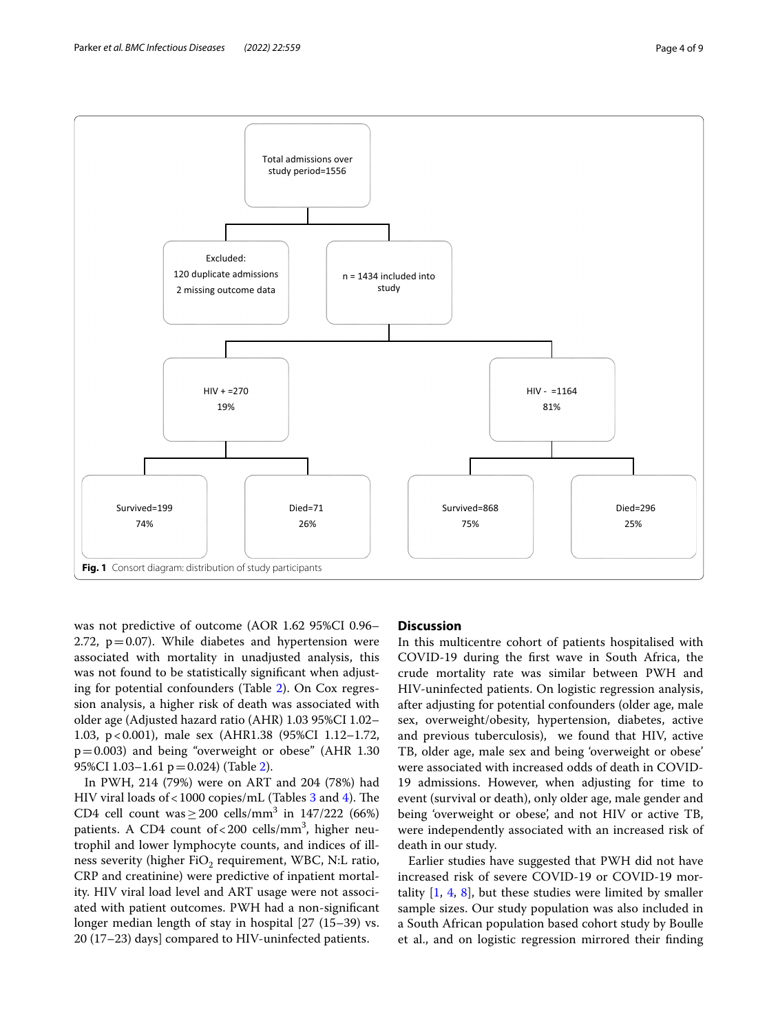Total admissions over study period=1556

Excluded:
120 duplicate admissions
2 missing outcome data

n = 1434 included into study

HIV + =270
19%

HIV - =1164
81%

Survived=199
74%

Died=71
26%

Survived=868
75%

Died=296
25%

**Fig. 1** Consort diagram: distribution of study participants

was not predictive of outcome (AOR 1.62 95%CI 0.96–2.72, p = 0.07). While diabetes and hypertension were associated with mortality in unadjusted analysis, this was not found to be statistically significant when adjusting for potential confounders (Table 2). On Cox regression analysis, a higher risk of death was associated with older age (Adjusted hazard ratio (AHR) 1.03 95%CI 1.02–1.03, p < 0.001), male sex (AHR1.38 (95%CI 1.12–1.72, p = 0.003) and being "overweight or obese" (AHR 1.30 95%CI 1.03–1.61 p = 0.024) (Table 2).

In PWH, 214 (79%) were on ART and 204 (78%) had HIV viral loads of < 1000 copies/mL (Tables 3 and 4). The CD4 cell count was ≥ 200 cells/mm$^3$ in 147/222 (66%) patients. A CD4 count of < 200 cells/mm$^3$, higher neutrophil and lower lymphocyte counts, and indices of illness severity (higher $FiO_2$ requirement, WBC, N:L ratio, CRP and creatinine) were predictive of inpatient mortality. HIV viral load level and ART usage were not associated with patient outcomes. PWH had a non-significant longer median length of stay in hospital [27 (15–39) vs. 20 (17–23) days] compared to HIV-uninfected patients.

## Discussion

In this multicentre cohort of patients hospitalised with COVID-19 during the first wave in South Africa, the crude mortality rate was similar between PWH and HIV-uninfected patients. On logistic regression analysis, after adjusting for potential confounders (older age, male sex, overweight/obesity, hypertension, diabetes, active and previous tuberculosis), we found that HIV, active TB, older age, male sex and being 'overweight or obese' were associated with increased odds of death in COVID-19 admissions. However, when adjusting for time to event (survival or death), only older age, male gender and being 'overweight or obese', and not HIV or active TB, were independently associated with an increased risk of death in our study.

Earlier studies have suggested that PWH did not have increased risk of severe COVID-19 or COVID-19 mortality [1, 4, 8], but these studies were limited by smaller sample sizes. Our study population was also included in a South African population based cohort study by Boulle et al., and on logistic regression mirrored their finding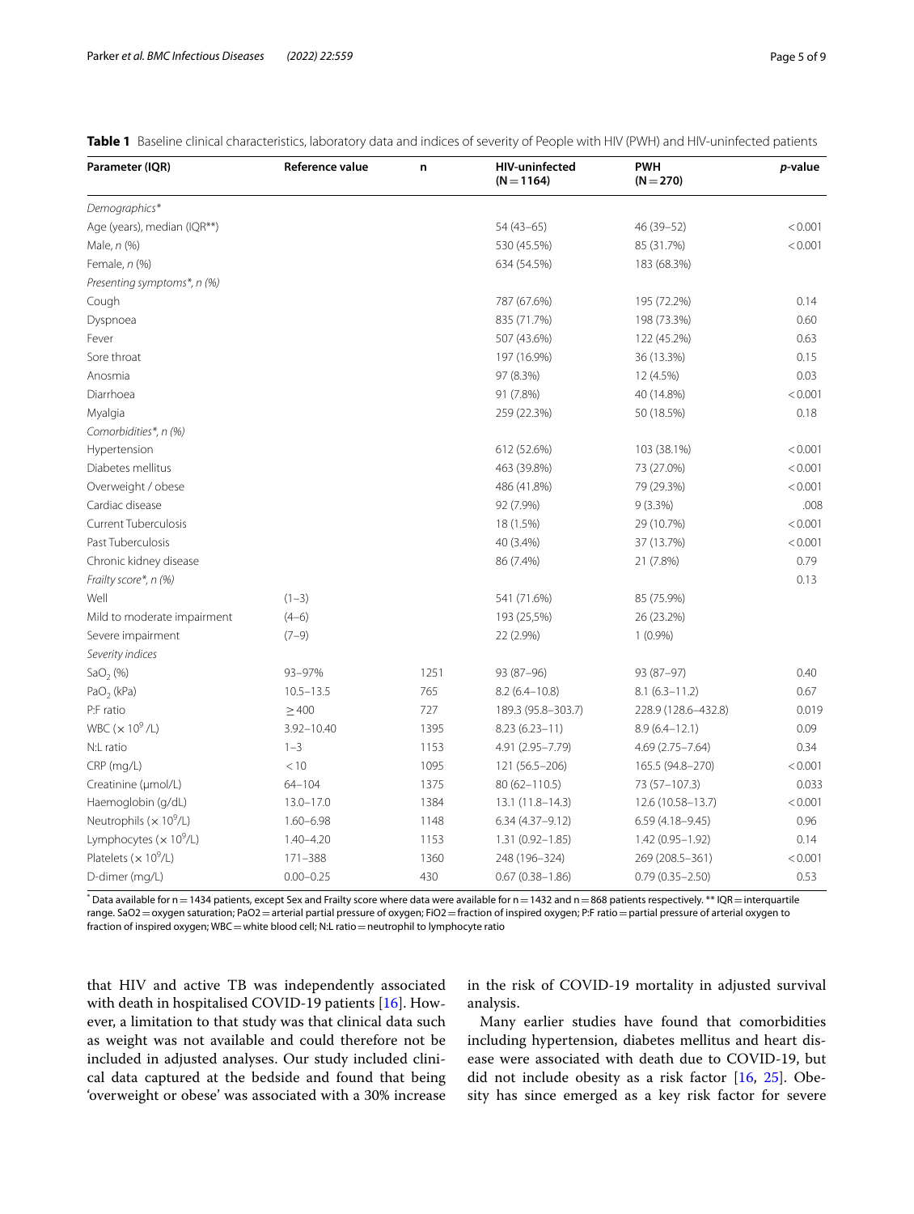**Table 1** Baseline clinical characteristics, laboratory data and indices of severity of People with HIV (PWH) and HIV-uninfected patients

| Parameter (IQR) | Reference value | n | HIV-uninfected (N = 1164) | PWH (N = 270) | *p*-value |
|---|---|---|---|---|---|
| *Demographics\** | | | | | |
| Age (years), median (IQR\*\*) | | | 54 (43–65) | 46 (39–52) | < 0.001 |
| Male, *n* (%) | | | 530 (45.5%) | 85 (31.7%) | < 0.001 |
| Female, *n* (%) | | | 634 (54.5%) | 183 (68.3%) | |
| *Presenting symptoms\*, n (%)* | | | | | |
| Cough | | | 787 (67.6%) | 195 (72.2%) | 0.14 |
| Dyspnoea | | | 835 (71.7%) | 198 (73.3%) | 0.60 |
| Fever | | | 507 (43.6%) | 122 (45.2%) | 0.63 |
| Sore throat | | | 197 (16.9%) | 36 (13.3%) | 0.15 |
| Anosmia | | | 97 (8.3%) | 12 (4.5%) | 0.03 |
| Diarrhoea | | | 91 (7.8%) | 40 (14.8%) | < 0.001 |
| Myalgia | | | 259 (22.3%) | 50 (18.5%) | 0.18 |
| *Comorbidities\*, n (%)* | | | | | |
| Hypertension | | | 612 (52.6%) | 103 (38.1%) | < 0.001 |
| Diabetes mellitus | | | 463 (39.8%) | 73 (27.0%) | < 0.001 |
| Overweight / obese | | | 486 (41.8%) | 79 (29.3%) | < 0.001 |
| Cardiac disease | | | 92 (7.9%) | 9 (3.3%) | .008 |
| Current Tuberculosis | | | 18 (1.5%) | 29 (10.7%) | < 0.001 |
| Past Tuberculosis | | | 40 (3.4%) | 37 (13.7%) | < 0.001 |
| Chronic kidney disease | | | 86 (7.4%) | 21 (7.8%) | 0.79 |
| *Frailty score\*, n (%)* | | | | | 0.13 |
| Well | (1–3) | | 541 (71.6%) | 85 (75.9%) | |
| Mild to moderate impairment | (4–6) | | 193 (25,5%) | 26 (23.2%) | |
| Severe impairment | (7–9) | | 22 (2.9%) | 1 (0.9%) | |
| *Severity indices* | | | | | |
| $SaO_2$ (%) | 93–97% | 1251 | 93 (87–96) | 93 (87–97) | 0.40 |
| $PaO_2$ (kPa) | 10.5–13.5 | 765 | 8.2 (6.4–10.8) | 8.1 (6.3–11.2) | 0.67 |
| P:F ratio | ≥ 400 | 727 | 189.3 (95.8–303.7) | 228.9 (128.6–432.8) | 0.019 |
| WBC ($\times 10^9$/L) | 3.92–10.40 | 1395 | 8.23 (6.23–11) | 8.9 (6.4–12.1) | 0.09 |
| N:L ratio | 1–3 | 1153 | 4.91 (2.95–7.79) | 4.69 (2.75–7.64) | 0.34 |
| CRP (mg/L) | < 10 | 1095 | 121 (56.5–206) | 165.5 (94.8–270) | < 0.001 |
| Creatinine (μmol/L) | 64–104 | 1375 | 80 (62–110.5) | 73 (57–107.3) | 0.033 |
| Haemoglobin (g/dL) | 13.0–17.0 | 1384 | 13.1 (11.8–14.3) | 12.6 (10.58–13.7) | < 0.001 |
| Neutrophils ($\times 10^9$/L) | 1.60–6.98 | 1148 | 6.34 (4.37–9.12) | 6.59 (4.18–9.45) | 0.96 |
| Lymphocytes ($\times 10^9$/L) | 1.40–4.20 | 1153 | 1.31 (0.92–1.85) | 1.42 (0.95–1.92) | 0.14 |
| Platelets ($\times 10^9$/L) | 171–388 | 1360 | 248 (196–324) | 269 (208.5–361) | < 0.001 |
| D-dimer (mg/L) | 0.00–0.25 | 430 | 0.67 (0.38–1.86) | 0.79 (0.35–2.50) | 0.53 |

\* Data available for n = 1434 patients, except Sex and Frailty score where data were available for n = 1432 and n = 868 patients respectively. \*\* IQR = interquartile range. SaO2 = oxygen saturation; PaO2 = arterial partial pressure of oxygen; FiO2 = fraction of inspired oxygen; P:F ratio = partial pressure of arterial oxygen to fraction of inspired oxygen; WBC = white blood cell; N:L ratio = neutrophil to lymphocyte ratio

that HIV and active TB was independently associated with death in hospitalised COVID-19 patients [16]. However, a limitation to that study was that clinical data such as weight was not available and could therefore not be included in adjusted analyses. Our study included clinical data captured at the bedside and found that being 'overweight or obese' was associated with a 30% increase in the risk of COVID-19 mortality in adjusted survival analysis.

Many earlier studies have found that comorbidities including hypertension, diabetes mellitus and heart disease were associated with death due to COVID-19, but did not include obesity as a risk factor [16, 25]. Obesity has since emerged as a key risk factor for severe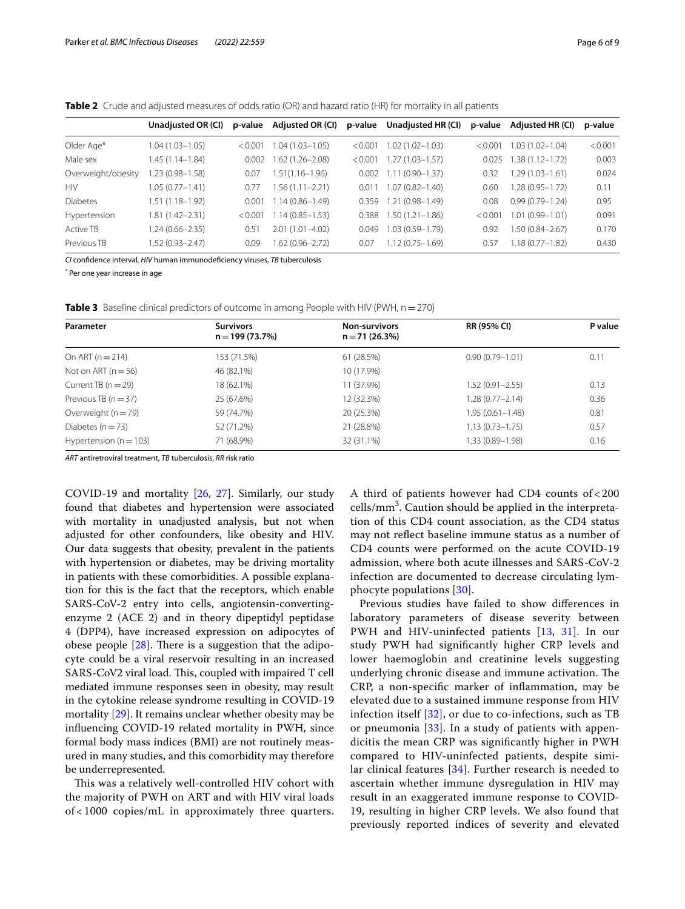**Table 2** Crude and adjusted measures of odds ratio (OR) and hazard ratio (HR) for mortality in all patients

| | Unadjusted OR (CI) | p-value | Adjusted OR (CI) | p-value | Unadjusted HR (CI) | p-value | Adjusted HR (CI) | p-value |
|---|---|---|---|---|---|---|---|---|
| Older Age* | 1.04 (1.03–1.05) | < 0.001 | 1.04 (1.03–1.05) | < 0.001 | 1.02 (1.02–1.03) | < 0.001 | 1.03 (1.02–1.04) | < 0.001 |
| Male sex | 1.45 (1.14–1.84) | 0.002 | 1.62 (1.26–2.08) | < 0.001 | 1.27 (1.03–1.57) | 0.025 | 1.38 (1.12–1.72) | 0.003 |
| Overweight/obesity | 1.23 (0.98–1.58) | 0.07 | 1.51(1.16–1.96) | 0.002 | 1.11 (0.90–1.37) | 0.32 | 1.29 (1.03–1.61) | 0.024 |
| HIV | 1.05 (0.77–1.41) | 0.77 | 1.56 (1.11–2.21) | 0.011 | 1.07 (0.82–1.40) | 0.60 | 1.28 (0.95–1.72) | 0.11 |
| Diabetes | 1.51 (1.18–1.92) | 0.001 | 1.14 (0.86–1.49) | 0.359 | 1.21 (0.98–1.49) | 0.08 | 0.99 (0.79–1.24) | 0.95 |
| Hypertension | 1.81 (1.42–2.31) | < 0.001 | 1.14 (0.85–1.53) | 0.388 | 1.50 (1.21–1.86) | < 0.001 | 1.01 (0.99–1.01) | 0.091 |
| Active TB | 1.24 (0.66–2.35) | 0.51 | 2.01 (1.01–4.02) | 0.049 | 1.03 (0.59–1.79) | 0.92 | 1.50 (0.84–2.67) | 0.170 |
| Previous TB | 1.52 (0.93–2.47) | 0.09 | 1.62 (0.96–2.72) | 0.07 | 1.12 (0.75–1.69) | 0.57 | 1.18 (0.77–1.82) | 0.430 |

*CI* confidence interval, *HIV* human immunodeficiency viruses, *TB* tuberculosis

* Per one year increase in age

**Table 3** Baseline clinical predictors of outcome in among People with HIV (PWH, n = 270)

| Parameter | Survivors n = 199 (73.7%) | Non-survivors n = 71 (26.3%) | RR (95% CI) | P value |
|---|---|---|---|---|
| On ART (n = 214) | 153 (71.5%) | 61 (28.5%) | 0.90 (0.79–1.01) | 0.11 |
| Not on ART (n = 56) | 46 (82.1%) | 10 (17.9%) | | |
| Current TB (n = 29) | 18 (62.1%) | 11 (37.9%) | 1.52 (0.91–2.55) | 0.13 |
| Previous TB (n = 37) | 25 (67.6%) | 12 (32.3%) | 1.28 (0.77–2.14) | 0.36 |
| Overweight (n = 79) | 59 (74.7%) | 20 (25.3%) | 1.95 (.0.61–1.48) | 0.81 |
| Diabetes (n = 73) | 52 (71.2%) | 21 (28.8%) | 1.13 (0.73–1.75) | 0.57 |
| Hypertension (n = 103) | 71 (68.9%) | 32 (31.1%) | 1.33 (0.89–1.98) | 0.16 |

*ART* antiretroviral treatment, *TB* tuberculosis, *RR* risk ratio

COVID-19 and mortality [26, 27]. Similarly, our study found that diabetes and hypertension were associated with mortality in unadjusted analysis, but not when adjusted for other confounders, like obesity and HIV. Our data suggests that obesity, prevalent in the patients with hypertension or diabetes, may be driving mortality in patients with these comorbidities. A possible explanation for this is the fact that the receptors, which enable SARS-CoV-2 entry into cells, angiotensin-converting-enzyme 2 (ACE 2) and in theory dipeptidyl peptidase 4 (DPP4), have increased expression on adipocytes of obese people [28]. There is a suggestion that the adipocyte could be a viral reservoir resulting in an increased SARS-CoV2 viral load. This, coupled with impaired T cell mediated immune responses seen in obesity, may result in the cytokine release syndrome resulting in COVID-19 mortality [29]. It remains unclear whether obesity may be influencing COVID-19 related mortality in PWH, since formal body mass indices (BMI) are not routinely measured in many studies, and this comorbidity may therefore be underrepresented.

This was a relatively well-controlled HIV cohort with the majority of PWH on ART and with HIV viral loads of < 1000 copies/mL in approximately three quarters. A third of patients however had CD4 counts of < 200 cells/mm$^3$. Caution should be applied in the interpretation of this CD4 count association, as the CD4 status may not reflect baseline immune status as a number of CD4 counts were performed on the acute COVID-19 admission, where both acute illnesses and SARS-CoV-2 infection are documented to decrease circulating lymphocyte populations [30].

Previous studies have failed to show differences in laboratory parameters of disease severity between PWH and HIV-uninfected patients [13, 31]. In our study PWH had significantly higher CRP levels and lower haemoglobin and creatinine levels suggesting underlying chronic disease and immune activation. The CRP, a non-specific marker of inflammation, may be elevated due to a sustained immune response from HIV infection itself [32], or due to co-infections, such as TB or pneumonia [33]. In a study of patients with appendicitis the mean CRP was significantly higher in PWH compared to HIV-uninfected patients, despite similar clinical features [34]. Further research is needed to ascertain whether immune dysregulation in HIV may result in an exaggerated immune response to COVID-19, resulting in higher CRP levels. We also found that previously reported indices of severity and elevated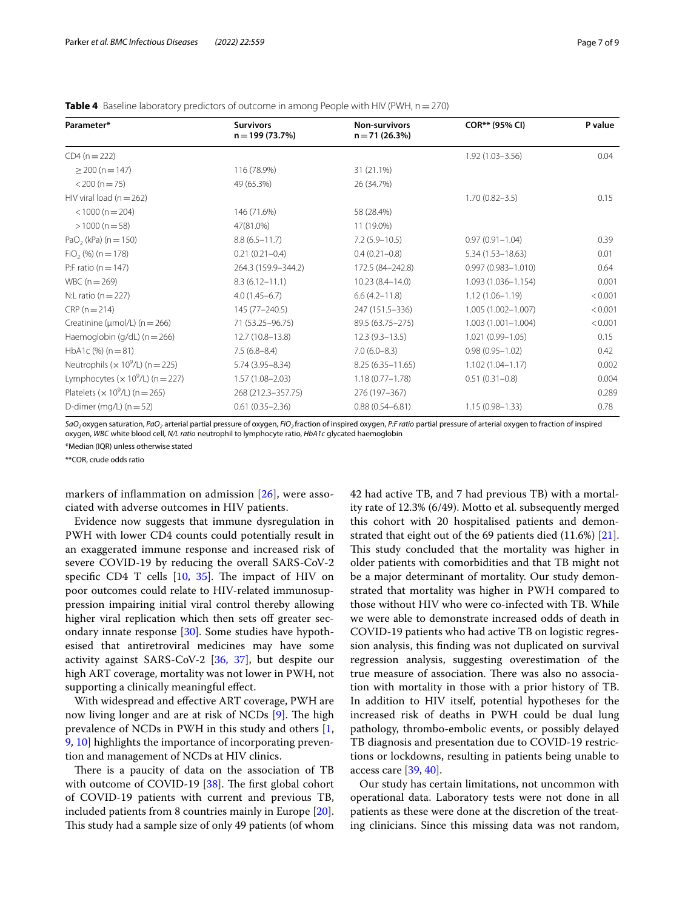**Table 4** Baseline laboratory predictors of outcome in among People with HIV (PWH, n = 270)

| Parameter* | Survivors n = 199 (73.7%) | Non-survivors n = 71 (26.3%) | COR** (95% CI) | P value |
|---|---|---|---|---|
| CD4 (n = 222) | | | 1.92 (1.03–3.56) | 0.04 |
| ≥ 200 (n = 147) | 116 (78.9%) | 31 (21.1%) | | |
| < 200 (n = 75) | 49 (65.3%) | 26 (34.7%) | | |
| HIV viral load (n = 262) | | | 1.70 (0.82–3.5) | 0.15 |
| < 1000 (n = 204) | 146 (71.6%) | 58 (28.4%) | | |
| > 1000 (n = 58) | 47(81.0%) | 11 (19.0%) | | |
| $PaO_2$ (kPa) (n = 150) | 8.8 (6.5–11.7) | 7.2 (5.9–10.5) | 0.97 (0.91–1.04) | 0.39 |
| $FiO_2$ (%) (n = 178) | 0.21 (0.21–0.4) | 0.4 (0.21–0.8) | 5.34 (1.53–18.63) | 0.01 |
| P:F ratio (n = 147) | 264.3 (159.9–344.2) | 172.5 (84–242.8) | 0.997 (0.983–1.010) | 0.64 |
| WBC (n = 269) | 8.3 (6.12–11.1) | 10.23 (8.4–14.0) | 1.093 (1.036–1.154) | 0.001 |
| N:L ratio (n = 227) | 4.0 (1.45–6.7) | 6.6 (4.2–11.8) | 1.12 (1.06–1.19) | < 0.001 |
| CRP (n = 214) | 145 (77–240.5) | 247 (151.5–336) | 1.005 (1.002–1.007) | < 0.001 |
| Creatinine (μmol/L) (n = 266) | 71 (53.25–96.75) | 89.5 (63.75–275) | 1.003 (1.001–1.004) | < 0.001 |
| Haemoglobin (g/dL) (n = 266) | 12.7 (10.8–13.8) | 12.3 (9.3–13.5) | 1.021 (0.99–1.05) | 0.15 |
| HbA1c (%) (n = 81) | 7.5 (6.8–8.4) | 7.0 (6.0–8.3) | 0.98 (0.95–1.02) | 0.42 |
| Neutrophils ($\times 10^9$/L) (n = 225) | 5.74 (3.95–8.34) | 8.25 (6.35–11.65) | 1.102 (1.04–1.17) | 0.002 |
| Lymphocytes ($\times 10^9$/L) (n = 227) | 1.57 (1.08–2.03) | 1.18 (0.77–1.78) | 0.51 (0.31–0.8) | 0.004 |
| Platelets ($\times 10^9$/L) (n = 265) | 268 (212.3–357.75) | 276 (197–367) | | 0.289 |
| D-dimer (mg/L) (n = 52) | 0.61 (0.35–2.36) | 0.88 (0.54–6.81) | 1.15 (0.98–1.33) | 0.78 |

*$SaO_2$ oxygen saturation, $PaO_2$ arterial partial pressure of oxygen, $FiO_2$ fraction of inspired oxygen, P:F ratio partial pressure of arterial oxygen to fraction of inspired oxygen, WBC white blood cell, N/L ratio neutrophil to lymphocyte ratio, HbA1c glycated haemoglobin*

*Median (IQR) unless otherwise stated

**COR, crude odds ratio

markers of inflammation on admission [26], were associated with adverse outcomes in HIV patients.

Evidence now suggests that immune dysregulation in PWH with lower CD4 counts could potentially result in an exaggerated immune response and increased risk of severe COVID-19 by reducing the overall SARS-CoV-2 specific CD4 T cells [10, 35]. The impact of HIV on poor outcomes could relate to HIV-related immunosuppression impairing initial viral control thereby allowing higher viral replication which then sets off greater secondary innate response [30]. Some studies have hypothesised that antiretroviral medicines may have some activity against SARS-CoV-2 [36, 37], but despite our high ART coverage, mortality was not lower in PWH, not supporting a clinically meaningful effect.

With widespread and effective ART coverage, PWH are now living longer and are at risk of NCDs [9]. The high prevalence of NCDs in PWH in this study and others [1, 9, 10] highlights the importance of incorporating prevention and management of NCDs at HIV clinics.

There is a paucity of data on the association of TB with outcome of COVID-19 [38]. The first global cohort of COVID-19 patients with current and previous TB, included patients from 8 countries mainly in Europe [20]. This study had a sample size of only 49 patients (of whom 42 had active TB, and 7 had previous TB) with a mortality rate of 12.3% (6/49). Motto et al. subsequently merged this cohort with 20 hospitalised patients and demonstrated that eight out of the 69 patients died (11.6%) [21]. This study concluded that the mortality was higher in older patients with comorbidities and that TB might not be a major determinant of mortality. Our study demonstrated that mortality was higher in PWH compared to those without HIV who were co-infected with TB. While we were able to demonstrate increased odds of death in COVID-19 patients who had active TB on logistic regression analysis, this finding was not duplicated on survival regression analysis, suggesting overestimation of the true measure of association. There was also no association with mortality in those with a prior history of TB. In addition to HIV itself, potential hypotheses for the increased risk of deaths in PWH could be dual lung pathology, thrombo-embolic events, or possibly delayed TB diagnosis and presentation due to COVID-19 restrictions or lockdowns, resulting in patients being unable to access care [39, 40].

Our study has certain limitations, not uncommon with operational data. Laboratory tests were not done in all patients as these were done at the discretion of the treating clinicians. Since this missing data was not random,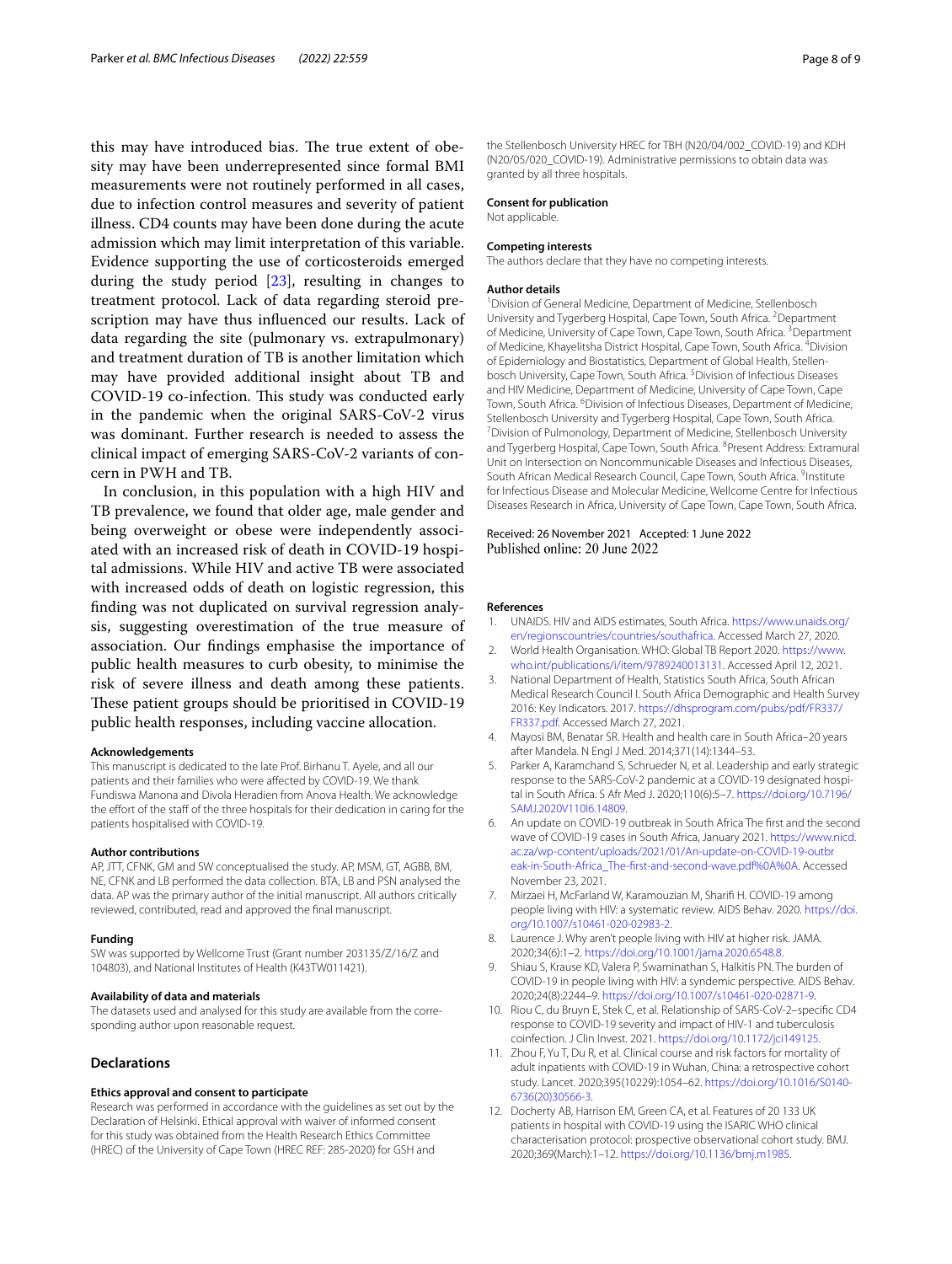this may have introduced bias. The true extent of obesity may have been underrepresented since formal BMI measurements were not routinely performed in all cases, due to infection control measures and severity of patient illness. CD4 counts may have been done during the acute admission which may limit interpretation of this variable. Evidence supporting the use of corticosteroids emerged during the study period [23], resulting in changes to treatment protocol. Lack of data regarding steroid prescription may have thus influenced our results. Lack of data regarding the site (pulmonary vs. extrapulmonary) and treatment duration of TB is another limitation which may have provided additional insight about TB and COVID-19 co-infection. This study was conducted early in the pandemic when the original SARS-CoV-2 virus was dominant. Further research is needed to assess the clinical impact of emerging SARS-CoV-2 variants of concern in PWH and TB.

In conclusion, in this population with a high HIV and TB prevalence, we found that older age, male gender and being overweight or obese were independently associated with an increased risk of death in COVID-19 hospital admissions. While HIV and active TB were associated with increased odds of death on logistic regression, this finding was not duplicated on survival regression analysis, suggesting overestimation of the true measure of association. Our findings emphasise the importance of public health measures to curb obesity, to minimise the risk of severe illness and death among these patients. These patient groups should be prioritised in COVID-19 public health responses, including vaccine allocation.

#### Acknowledgements
This manuscript is dedicated to the late Prof. Birhanu T. Ayele, and all our patients and their families who were affected by COVID-19. We thank Fundiswa Manona and Divola Heradien from Anova Health. We acknowledge the effort of the staff of the three hospitals for their dedication in caring for the patients hospitalised with COVID-19.

#### Author contributions
AP, JTT, CFNK, GM and SW conceptualised the study. AP, MSM, GT, AGBB, BM, NE, CFNK and LB performed the data collection. BTA, LB and PSN analysed the data. AP was the primary author of the initial manuscript. All authors critically reviewed, contributed, read and approved the final manuscript.

#### Funding
SW was supported by Wellcome Trust (Grant number 203135/Z/16/Z and 104803), and National Institutes of Health (K43TW011421).

#### Availability of data and materials
The datasets used and analysed for this study are available from the corresponding author upon reasonable request.

## Declarations

#### Ethics approval and consent to participate
Research was performed in accordance with the guidelines as set out by the Declaration of Helsinki. Ethical approval with waiver of informed consent for this study was obtained from the Health Research Ethics Committee (HREC) of the University of Cape Town (HREC REF: 285-2020) for GSH and the Stellenbosch University HREC for TBH (N20/04/002_COVID-19) and KDH (N20/05/020_COVID-19). Administrative permissions to obtain data was granted by all three hospitals.

#### Consent for publication
Not applicable.

#### Competing interests
The authors declare that they have no competing interests.

#### Author details
[1]Division of General Medicine, Department of Medicine, Stellenbosch University and Tygerberg Hospital, Cape Town, South Africa. [2]Department of Medicine, University of Cape Town, Cape Town, South Africa. [3]Department of Medicine, Khayelitsha District Hospital, Cape Town, South Africa. [4]Division of Epidemiology and Biostatistics, Department of Global Health, Stellenbosch University, Cape Town, South Africa. [5]Division of Infectious Diseases and HIV Medicine, Department of Medicine, University of Cape Town, Cape Town, South Africa. [6]Division of Infectious Diseases, Department of Medicine, Stellenbosch University and Tygerberg Hospital, Cape Town, South Africa. [7]Division of Pulmonology, Department of Medicine, Stellenbosch University and Tygerberg Hospital, Cape Town, South Africa. [8]Present Address: Extramural Unit on Intersection on Noncommunicable Diseases and Infectious Diseases, South African Medical Research Council, Cape Town, South Africa. [9]Institute for Infectious Disease and Molecular Medicine, Wellcome Centre for Infectious Diseases Research in Africa, University of Cape Town, Cape Town, South Africa.

Received: 26 November 2021 Accepted: 1 June 2022
Published online: 20 June 2022

#### References
1. UNAIDS. HIV and AIDS estimates, South Africa. https://www.unaids.org/en/regionscountries/countries/southafrica. Accessed March 27, 2020.
2. World Health Organisation. WHO: Global TB Report 2020. https://www.who.int/publications/i/item/9789240013131. Accessed April 12, 2021.
3. National Department of Health, Statistics South Africa, South African Medical Research Council I. South Africa Demographic and Health Survey 2016: Key Indicators. 2017. https://dhsprogram.com/pubs/pdf/FR337/FR337.pdf. Accessed March 27, 2021.
4. Mayosi BM, Benatar SR. Health and health care in South Africa–20 years after Mandela. N Engl J Med. 2014;371(14):1344–53.
5. Parker A, Karamchand S, Schrueder N, et al. Leadership and early strategic response to the SARS-CoV-2 pandemic at a COVID-19 designated hospital in South Africa. S Afr Med J. 2020;110(6):5–7. https://doi.org/10.7196/SAMJ.2020V110I6.14809.
6. An update on COVID-19 outbreak in South Africa The first and the second wave of COVID-19 cases in South Africa, January 2021. https://www.nicd.ac.za/wp-content/uploads/2021/01/An-update-on-COVID-19-outbreak-in-South-Africa_The-first-and-second-wave.pdf%0A%0A. Accessed November 23, 2021.
7. Mirzaei H, McFarland W, Karamouzian M, Sharifi H. COVID-19 among people living with HIV: a systematic review. AIDS Behav. 2020. https://doi.org/10.1007/s10461-020-02983-2.
8. Laurence J. Why aren't people living with HIV at higher risk. JAMA. 2020;34(6):1–2. https://doi.org/10.1001/jama.2020.6548.8.
9. Shiau S, Krause KD, Valera P, Swaminathan S, Halkitis PN. The burden of COVID-19 in people living with HIV: a syndemic perspective. AIDS Behav. 2020;24(8):2244–9. https://doi.org/10.1007/s10461-020-02871-9.
10. Riou C, du Bruyn E, Stek C, et al. Relationship of SARS-CoV-2–specific CD4 response to COVID-19 severity and impact of HIV-1 and tuberculosis coinfection. J Clin Invest. 2021. https://doi.org/10.1172/jci149125.
11. Zhou F, Yu T, Du R, et al. Clinical course and risk factors for mortality of adult inpatients with COVID-19 in Wuhan, China: a retrospective cohort study. Lancet. 2020;395(10229):1054–62. https://doi.org/10.1016/S0140-6736(20)30566-3.
12. Docherty AB, Harrison EM, Green CA, et al. Features of 20 133 UK patients in hospital with COVID-19 using the ISARIC WHO clinical characterisation protocol: prospective observational cohort study. BMJ. 2020;369(March):1–12. https://doi.org/10.1136/bmj.m1985.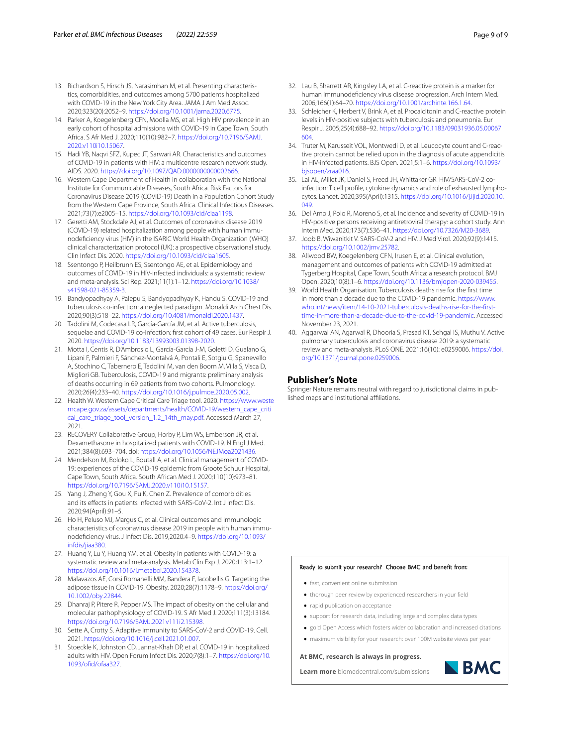13. Richardson S, Hirsch JS, Narasimhan M, et al. Presenting characteristics, comorbidities, and outcomes among 5700 patients hospitalized with COVID-19 in the New York City Area. JAMA J Am Med Assoc. 2020;323(20):2052–9. https://doi.org/10.1001/jama.2020.6775.
14. Parker A, Koegelenberg CFN, Moolla MS, et al. High HIV prevalence in an early cohort of hospital admissions with COVID-19 in Cape Town, South Africa. S Afr Med J. 2020;110(10):982–7. https://doi.org/10.7196/SAMJ.2020.v110i10.15067.
15. Hadi YB, Naqvi SFZ, Kupec JT, Sarwari AR. Characteristics and outcomes of COVID-19 in patients with HIV: a multicentre research network study. AIDS. 2020. https://doi.org/10.1097/QAD.0000000000002666.
16. Western Cape Department of Health in collaboration with the National Institute for Communicable Diseases, South Africa. Risk Factors for Coronavirus Disease 2019 (COVID-19) Death in a Population Cohort Study from the Western Cape Province, South Africa. Clinical Infectious Diseases. 2021;73(7):e2005–15. https://doi.org/10.1093/cid/ciaa1198.
17. Geretti AM, Stockdale AJ, et al. Outcomes of coronavirus disease 2019 (COVID-19) related hospitalization among people with human immunodeficiency virus (HIV) in the ISARIC World Health Organization (WHO) clinical characterization protocol (UK): a prospective observational study. Clin Infect Dis. 2020. https://doi.org/10.1093/cid/ciaa1605.
18. Ssentongo P, Heilbrunn ES, Ssentongo AE, et al. Epidemiology and outcomes of COVID-19 in HIV-infected individuals: a systematic review and meta-analysis. Sci Rep. 2021;11(1):1–12. https://doi.org/10.1038/s41598-021-85359-3.
19. Bandyopadhyay A, Palepu S, Bandyopadhyay K, Handu S. COVID-19 and tuberculosis co-infection: a neglected paradigm. Monaldi Arch Chest Dis. 2020;90(3):518–22. https://doi.org/10.4081/monaldi.2020.1437.
20. Tadolini M, Codecasa LR, García-García JM, et al. Active tuberculosis, sequelae and COVID-19 co-infection: first cohort of 49 cases. Eur Respir J. 2020. https://doi.org/10.1183/13993003.01398-2020.
21. Motta I, Centis R, D'Ambrosio L, García-García J-M, Goletti D, Gualano G, Lipani F, Palmieri F, Sánchez-Montalvá A, Pontali E, Sotgiu G, Spanevello A, Stochino C, Tabernero E, Tadolini M, van den Boom M, Villa S, Visca D, Migliori GB. Tuberculosis, COVID-19 and migrants: preliminary analysis of deaths occurring in 69 patients from two cohorts. Pulmonology. 2020;26(4):233–40. https://doi.org/10.1016/j.pulmoe.2020.05.002.
22. Health W. Western Cape Critical Care Triage tool. 2020. https://www.westerncape.gov.za/assets/departments/health/COVID-19/western_cape_critical_care_triage_tool_version_1.2_14th_may.pdf. Accessed March 27, 2021.
23. RECOVERY Collaborative Group, Horby P, Lim WS, Emberson JR, et al. Dexamethasone in hospitalized patients with COVID-19. N Engl J Med. 2021;384(8):693–704. doi: https://doi.org/10.1056/NEJMoa2021436.
24. Mendelson M, Boloko L, Boutall A, et al. Clinical management of COVID-19: experiences of the COVID-19 epidemic from Groote Schuur Hospital, Cape Town, South Africa. South African Med J. 2020;110(10):973–81. https://doi.org/10.7196/SAMJ.2020.v110i10.15157.
25. Yang J, Zheng Y, Gou X, Pu K, Chen Z. Prevalence of comorbidities and its effects in patients infected with SARS-CoV-2. Int J Infect Dis. 2020;94(April):91–5.
26. Ho H, Peluso MJ, Margus C, et al. Clinical outcomes and immunologic characteristics of coronavirus disease 2019 in people with human immunodeficiency virus. J Infect Dis. 2019;2020:4–9. https://doi.org/10.1093/infdis/jiaa380.
27. Huang Y, Lu Y, Huang YM, et al. Obesity in patients with COVID-19: a systematic review and meta-analysis. Metab Clin Exp J. 2020;113:1–12. https://doi.org/10.1016/j.metabol.2020.154378.
28. Malavazos AE, Corsi Romanelli MM, Bandera F, Iacobellis G. Targeting the adipose tissue in COVID-19. Obesity. 2020;28(7):1178–9. https://doi.org/10.1002/oby.22844.
29. Dhanraj P, Pitere R, Pepper MS. The impact of obesity on the cellular and molecular pathophysiology of COVID-19. S Afr Med J. 2020;111(3):13184. https://doi.org/10.7196/SAMJ.2021v111i2.15398.
30. Sette A, Crotty S. Adaptive immunity to SARS-CoV-2 and COVID-19. Cell. 2021. https://doi.org/10.1016/j.cell.2021.01.007.
31. Stoeckle K, Johnston CD, Jannat-Khah DP, et al. COVID-19 in hospitalized adults with HIV. Open Forum Infect Dis. 2020;7(8):1–7. https://doi.org/10.1093/ofid/ofaa327.
32. Lau B, Sharrett AR, Kingsley LA, et al. C-reactive protein is a marker for human immunodeficiency virus disease progression. Arch Intern Med. 2006;166(1):64–70. https://doi.org/10.1001/archinte.166.1.64.
33. Schleicher K, Herbert V, Brink A, et al. Procalcitonin and C-reactive protein levels in HIV-positive subjects with tuberculosis and pneumonia. Eur Respir J. 2005;25(4):688–92. https://doi.org/10.1183/09031936.05.00067604.
34. Truter M, Karusseit VOL, Montwedi D, et al. Leucocyte count and C-reactive protein cannot be relied upon in the diagnosis of acute appendicitis in HIV-infected patients. BJS Open. 2021;5:1–6. https://doi.org/10.1093/bjsopen/zraa016.
35. Lai AL, Millet JK, Daniel S, Freed JH, Whittaker GR. HIV/SARS-CoV-2 co-infection: T cell profile, cytokine dynamics and role of exhausted lymphocytes. Lancet. 2020;395(April):1315. https://doi.org/10.1016/j.ijid.2020.10.049.
36. Del Amo J, Polo R, Moreno S, et al. Incidence and severity of COVID-19 in HIV-positive persons receiving antiretroviral therapy: a cohort study. Ann Intern Med. 2020;173(7):536–41. https://doi.org/10.7326/M20-3689.
37. Joob B, Wiwanitkit V. SARS-CoV-2 and HIV. J Med Virol. 2020;92(9):1415. https://doi.org/10.1002/jmv.25782.
38. Allwood BW, Koegelenberg CFN, Irusen E, et al. Clinical evolution, management and outcomes of patients with COVID-19 admitted at Tygerberg Hospital, Cape Town, South Africa: a research protocol. BMJ Open. 2020;10(8):1–6. https://doi.org/10.1136/bmjopen-2020-039455.
39. World Health Organisation. Tuberculosis deaths rise for the first time in more than a decade due to the COVID-19 pandemic. https://www.who.int/news/item/14-10-2021-tuberculosis-deaths-rise-for-the-first-time-in-more-than-a-decade-due-to-the-covid-19-pandemic. Accessed November 23, 2021.
40. Aggarwal AN, Agarwal R, Dhooria S, Prasad KT, Sehgal IS, Muthu V. Active pulmonary tuberculosis and coronavirus disease 2019: a systematic review and meta-analysis. PLoS ONE. 2021;16(10): e0259006. https://doi.org/10.1371/journal.pone.0259006.

## Publisher's Note

Springer Nature remains neutral with regard to jurisdictional claims in published maps and institutional affiliations.

Ready to submit your research? Choose BMC and benefit from:

- fast, convenient online submission
- thorough peer review by experienced researchers in your field
- rapid publication on acceptance
- support for research data, including large and complex data types
- gold Open Access which fosters wider collaboration and increased citations
- maximum visibility for your research: over 100M website views per year

**At BMC, research is always in progress.**

**Learn more** biomedcentral.com/submissions

BMC